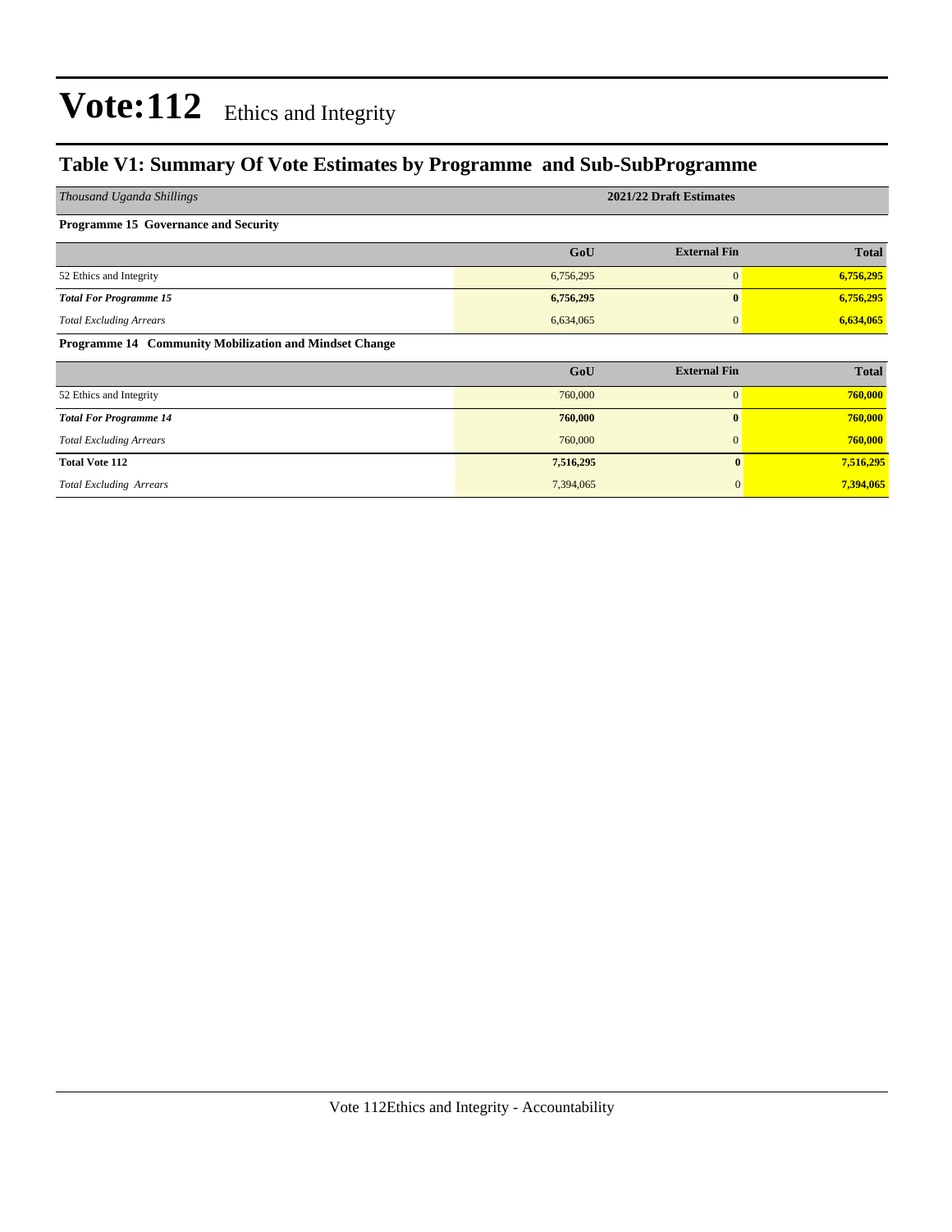# Vote:112 Ethics and Integrity

## Table V1: Summary Of Vote Estimates by Programme and Sub-SubProgramme

| *Thousand Uganda Shillings* | 2021/22 Draft Estimates | | |
|---|---|---|---|
| **Programme 15 Governance and Security** | | | |
| | **GoU** | **External Fin** | **Total** |
| 52 Ethics and Integrity | 6,756,295 | 0 | 6,756,295 |
| ***Total For Programme 15*** | **6,756,295** | **0** | **6,756,295** |
| *Total Excluding Arrears* | 6,634,065 | 0 | 6,634,065 |
| **Programme 14 Community Mobilization and Mindset Change** | | | |
| | **GoU** | **External Fin** | **Total** |
| 52 Ethics and Integrity | 760,000 | 0 | 760,000 |
| ***Total For Programme 14*** | **760,000** | **0** | **760,000** |
| *Total Excluding Arrears* | 760,000 | 0 | 760,000 |
| **Total Vote 112** | **7,516,295** | **0** | **7,516,295** |
| *Total Excluding Arrears* | 7,394,065 | 0 | 7,394,065 |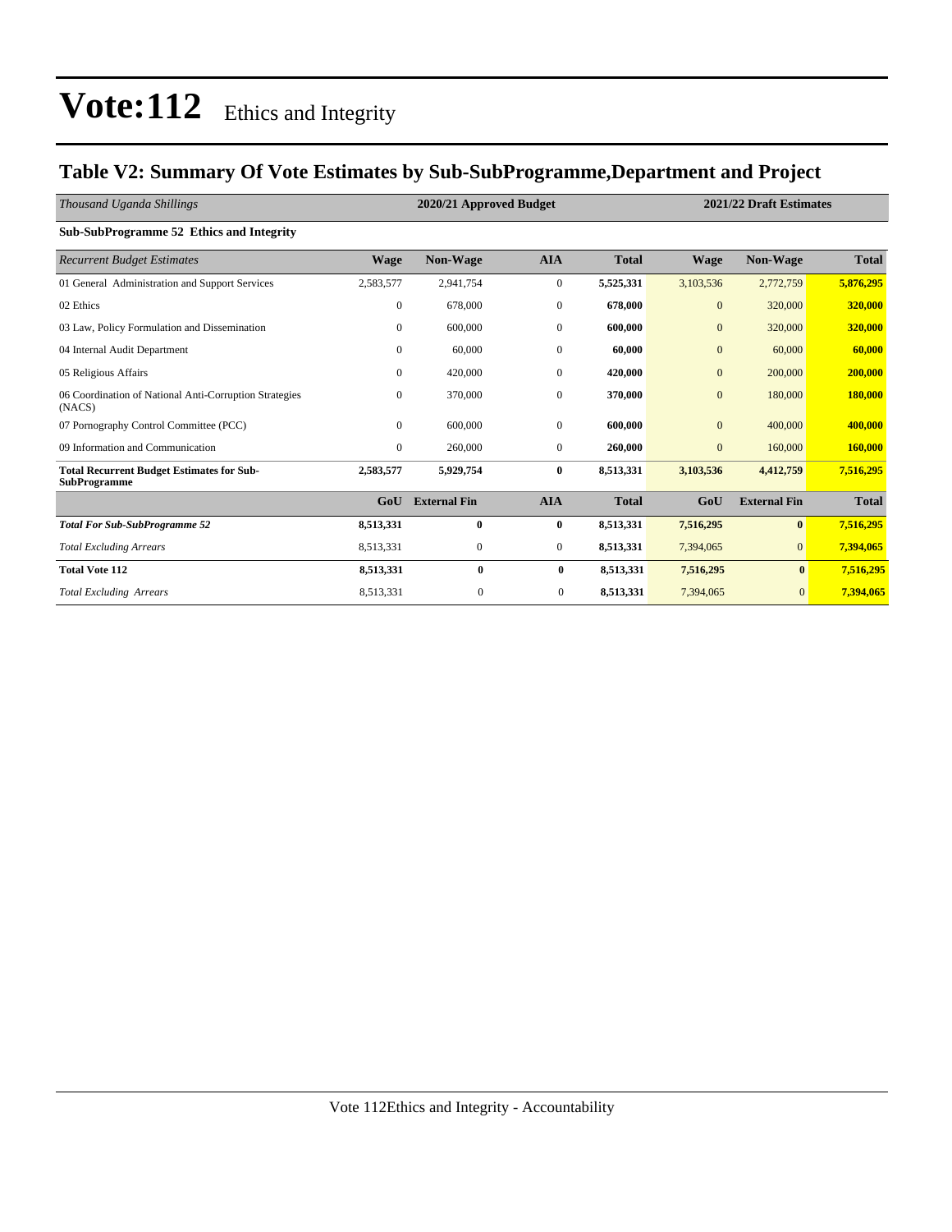# Vote:112 Ethics and Integrity

## Table V2: Summary Of Vote Estimates by Sub-SubProgramme,Department and Project

| *Thousand Uganda Shillings* | 2020/21 Approved Budget | | | | 2021/22 Draft Estimates | | |
|---|---|---|---|---|---|---|---|
| **Sub-SubProgramme 52 Ethics and Integrity** | | | | | | | |
| *Recurrent Budget Estimates* | **Wage** | **Non-Wage** | **AIA** | **Total** | **Wage** | **Non-Wage** | **Total** |
| 01 General Administration and Support Services | 2,583,577 | 2,941,754 | 0 | **5,525,331** | 3,103,536 | 2,772,759 | **5,876,295** |
| 02 Ethics | 0 | 678,000 | 0 | **678,000** | 0 | 320,000 | **320,000** |
| 03 Law, Policy Formulation and Dissemination | 0 | 600,000 | 0 | **600,000** | 0 | 320,000 | **320,000** |
| 04 Internal Audit Department | 0 | 60,000 | 0 | **60,000** | 0 | 60,000 | **60,000** |
| 05 Religious Affairs | 0 | 420,000 | 0 | **420,000** | 0 | 200,000 | **200,000** |
| 06 Coordination of National Anti-Corruption Strategies (NACS) | 0 | 370,000 | 0 | **370,000** | 0 | 180,000 | **180,000** |
| 07 Pornography Control Committee (PCC) | 0 | 600,000 | 0 | **600,000** | 0 | 400,000 | **400,000** |
| 09 Information and Communication | 0 | 260,000 | 0 | **260,000** | 0 | 160,000 | **160,000** |
| **Total Recurrent Budget Estimates for Sub-SubProgramme** | **2,583,577** | **5,929,754** | **0** | **8,513,331** | **3,103,536** | **4,412,759** | **7,516,295** |
| | **GoU** | **External Fin** | **AIA** | **Total** | **GoU** | **External Fin** | **Total** |
| ***Total For Sub-SubProgramme 52*** | **8,513,331** | **0** | **0** | **8,513,331** | **7,516,295** | **0** | **7,516,295** |
| *Total Excluding Arrears* | 8,513,331 | 0 | 0 | **8,513,331** | 7,394,065 | 0 | **7,394,065** |
| **Total Vote 112** | **8,513,331** | **0** | **0** | **8,513,331** | **7,516,295** | **0** | **7,516,295** |
| *Total Excluding Arrears* | 8,513,331 | 0 | 0 | **8,513,331** | 7,394,065 | 0 | **7,394,065** |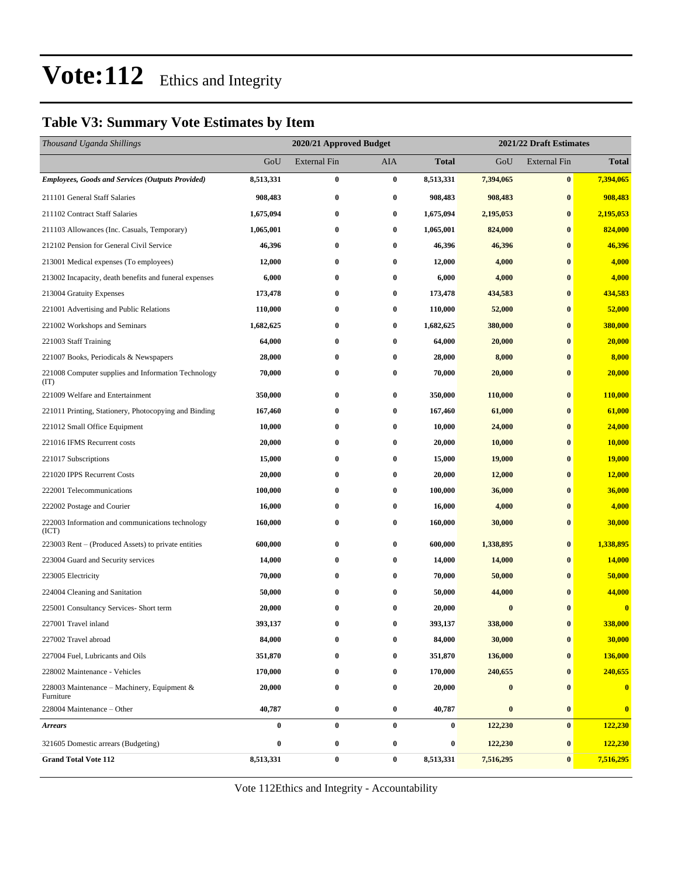# Vote:112 Ethics and Integrity

## Table V3: Summary Vote Estimates by Item

| *Thousand Uganda Shillings* | 2020/21 Approved Budget | | | | 2021/22 Draft Estimates | | |
|---|---|---|---|---|---|---|---|
| | GoU | External Fin | AIA | **Total** | GoU | External Fin | **Total** |
| ***Employees, Goods and Services (Outputs Provided)*** | **8,513,331** | **0** | **0** | **8,513,331** | **7,394,065** | **0** | **7,394,065** |
| 211101 General Staff Salaries | **908,483** | **0** | **0** | **908,483** | **908,483** | **0** | **908,483** |
| 211102 Contract Staff Salaries | **1,675,094** | **0** | **0** | **1,675,094** | **2,195,053** | **0** | **2,195,053** |
| 211103 Allowances (Inc. Casuals, Temporary) | **1,065,001** | **0** | **0** | **1,065,001** | **824,000** | **0** | **824,000** |
| 212102 Pension for General Civil Service | **46,396** | **0** | **0** | **46,396** | **46,396** | **0** | **46,396** |
| 213001 Medical expenses (To employees) | **12,000** | **0** | **0** | **12,000** | **4,000** | **0** | **4,000** |
| 213002 Incapacity, death benefits and funeral expenses | **6,000** | **0** | **0** | **6,000** | **4,000** | **0** | **4,000** |
| 213004 Gratuity Expenses | **173,478** | **0** | **0** | **173,478** | **434,583** | **0** | **434,583** |
| 221001 Advertising and Public Relations | **110,000** | **0** | **0** | **110,000** | **52,000** | **0** | **52,000** |
| 221002 Workshops and Seminars | **1,682,625** | **0** | **0** | **1,682,625** | **380,000** | **0** | **380,000** |
| 221003 Staff Training | **64,000** | **0** | **0** | **64,000** | **20,000** | **0** | **20,000** |
| 221007 Books, Periodicals & Newspapers | **28,000** | **0** | **0** | **28,000** | **8,000** | **0** | **8,000** |
| 221008 Computer supplies and Information Technology (IT) | **70,000** | **0** | **0** | **70,000** | **20,000** | **0** | **20,000** |
| 221009 Welfare and Entertainment | **350,000** | **0** | **0** | **350,000** | **110,000** | **0** | **110,000** |
| 221011 Printing, Stationery, Photocopying and Binding | **167,460** | **0** | **0** | **167,460** | **61,000** | **0** | **61,000** |
| 221012 Small Office Equipment | **10,000** | **0** | **0** | **10,000** | **24,000** | **0** | **24,000** |
| 221016 IFMS Recurrent costs | **20,000** | **0** | **0** | **20,000** | **10,000** | **0** | **10,000** |
| 221017 Subscriptions | **15,000** | **0** | **0** | **15,000** | **19,000** | **0** | **19,000** |
| 221020 IPPS Recurrent Costs | **20,000** | **0** | **0** | **20,000** | **12,000** | **0** | **12,000** |
| 222001 Telecommunications | **100,000** | **0** | **0** | **100,000** | **36,000** | **0** | **36,000** |
| 222002 Postage and Courier | **16,000** | **0** | **0** | **16,000** | **4,000** | **0** | **4,000** |
| 222003 Information and communications technology (ICT) | **160,000** | **0** | **0** | **160,000** | **30,000** | **0** | **30,000** |
| 223003 Rent – (Produced Assets) to private entities | **600,000** | **0** | **0** | **600,000** | **1,338,895** | **0** | **1,338,895** |
| 223004 Guard and Security services | **14,000** | **0** | **0** | **14,000** | **14,000** | **0** | **14,000** |
| 223005 Electricity | **70,000** | **0** | **0** | **70,000** | **50,000** | **0** | **50,000** |
| 224004 Cleaning and Sanitation | **50,000** | **0** | **0** | **50,000** | **44,000** | **0** | **44,000** |
| 225001 Consultancy Services- Short term | **20,000** | **0** | **0** | **20,000** | **0** | **0** | **0** |
| 227001 Travel inland | **393,137** | **0** | **0** | **393,137** | **338,000** | **0** | **338,000** |
| 227002 Travel abroad | **84,000** | **0** | **0** | **84,000** | **30,000** | **0** | **30,000** |
| 227004 Fuel, Lubricants and Oils | **351,870** | **0** | **0** | **351,870** | **136,000** | **0** | **136,000** |
| 228002 Maintenance - Vehicles | **170,000** | **0** | **0** | **170,000** | **240,655** | **0** | **240,655** |
| 228003 Maintenance – Machinery, Equipment & Furniture | **20,000** | **0** | **0** | **20,000** | **0** | **0** | **0** |
| 228004 Maintenance – Other | **40,787** | **0** | **0** | **40,787** | **0** | **0** | **0** |
| ***Arrears*** | **0** | **0** | **0** | **0** | **122,230** | **0** | **122,230** |
| 321605 Domestic arrears (Budgeting) | **0** | **0** | **0** | **0** | **122,230** | **0** | **122,230** |
| **Grand Total Vote 112** | **8,513,331** | **0** | **0** | **8,513,331** | **7,516,295** | **0** | **7,516,295** |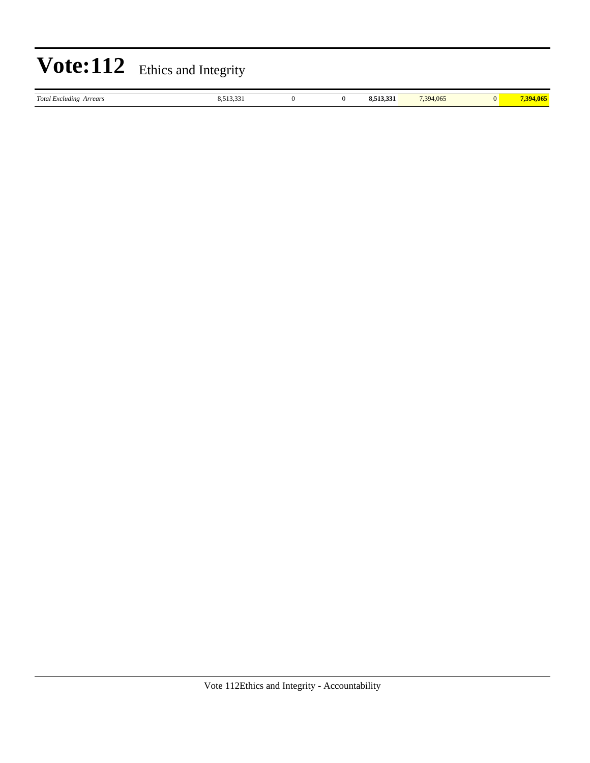| *Total Excluding Arrears* | 8,513,331 | 0 | 0 | **8,513,331** | 7,394,065 | 0 | **7,394,065** |
|---|---|---|---|---|---|---|---|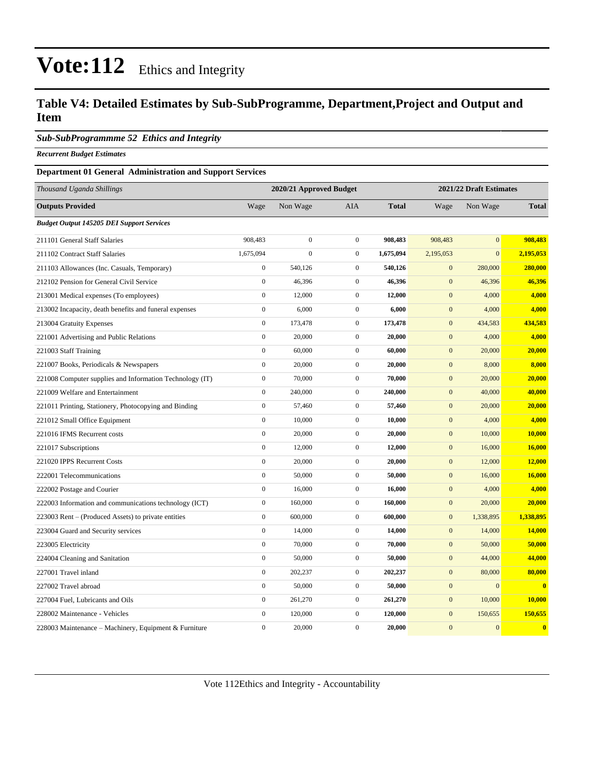# Vote:112 Ethics and Integrity

## Table V4: Detailed Estimates by Sub-SubProgramme, Department,Project and Output and Item

### *Sub-SubProgrammme 52 Ethics and Integrity*

***Recurrent Budget Estimates***

**Department 01 General Administration and Support Services**

| *Thousand Uganda Shillings* | 2020/21 Approved Budget | | | | 2021/22 Draft Estimates | | |
|---|---|---|---|---|---|---|---|
| **Outputs Provided** | Wage | Non Wage | AIA | **Total** | Wage | Non Wage | **Total** |
| ***Budget Output 145205 DEI Support Services*** | | | | | | | |
| 211101 General Staff Salaries | 908,483 | 0 | 0 | **908,483** | 908,483 | 0 | **908,483** |
| 211102 Contract Staff Salaries | 1,675,094 | 0 | 0 | **1,675,094** | 2,195,053 | 0 | **2,195,053** |
| 211103 Allowances (Inc. Casuals, Temporary) | 0 | 540,126 | 0 | **540,126** | 0 | 280,000 | **280,000** |
| 212102 Pension for General Civil Service | 0 | 46,396 | 0 | **46,396** | 0 | 46,396 | **46,396** |
| 213001 Medical expenses (To employees) | 0 | 12,000 | 0 | **12,000** | 0 | 4,000 | **4,000** |
| 213002 Incapacity, death benefits and funeral expenses | 0 | 6,000 | 0 | **6,000** | 0 | 4,000 | **4,000** |
| 213004 Gratuity Expenses | 0 | 173,478 | 0 | **173,478** | 0 | 434,583 | **434,583** |
| 221001 Advertising and Public Relations | 0 | 20,000 | 0 | **20,000** | 0 | 4,000 | **4,000** |
| 221003 Staff Training | 0 | 60,000 | 0 | **60,000** | 0 | 20,000 | **20,000** |
| 221007 Books, Periodicals & Newspapers | 0 | 20,000 | 0 | **20,000** | 0 | 8,000 | **8,000** |
| 221008 Computer supplies and Information Technology (IT) | 0 | 70,000 | 0 | **70,000** | 0 | 20,000 | **20,000** |
| 221009 Welfare and Entertainment | 0 | 240,000 | 0 | **240,000** | 0 | 40,000 | **40,000** |
| 221011 Printing, Stationery, Photocopying and Binding | 0 | 57,460 | 0 | **57,460** | 0 | 20,000 | **20,000** |
| 221012 Small Office Equipment | 0 | 10,000 | 0 | **10,000** | 0 | 4,000 | **4,000** |
| 221016 IFMS Recurrent costs | 0 | 20,000 | 0 | **20,000** | 0 | 10,000 | **10,000** |
| 221017 Subscriptions | 0 | 12,000 | 0 | **12,000** | 0 | 16,000 | **16,000** |
| 221020 IPPS Recurrent Costs | 0 | 20,000 | 0 | **20,000** | 0 | 12,000 | **12,000** |
| 222001 Telecommunications | 0 | 50,000 | 0 | **50,000** | 0 | 16,000 | **16,000** |
| 222002 Postage and Courier | 0 | 16,000 | 0 | **16,000** | 0 | 4,000 | **4,000** |
| 222003 Information and communications technology (ICT) | 0 | 160,000 | 0 | **160,000** | 0 | 20,000 | **20,000** |
| 223003 Rent – (Produced Assets) to private entities | 0 | 600,000 | 0 | **600,000** | 0 | 1,338,895 | **1,338,895** |
| 223004 Guard and Security services | 0 | 14,000 | 0 | **14,000** | 0 | 14,000 | **14,000** |
| 223005 Electricity | 0 | 70,000 | 0 | **70,000** | 0 | 50,000 | **50,000** |
| 224004 Cleaning and Sanitation | 0 | 50,000 | 0 | **50,000** | 0 | 44,000 | **44,000** |
| 227001 Travel inland | 0 | 202,237 | 0 | **202,237** | 0 | 80,000 | **80,000** |
| 227002 Travel abroad | 0 | 50,000 | 0 | **50,000** | 0 | 0 | **0** |
| 227004 Fuel, Lubricants and Oils | 0 | 261,270 | 0 | **261,270** | 0 | 10,000 | **10,000** |
| 228002 Maintenance - Vehicles | 0 | 120,000 | 0 | **120,000** | 0 | 150,655 | **150,655** |
| 228003 Maintenance – Machinery, Equipment & Furniture | 0 | 20,000 | 0 | **20,000** | 0 | 0 | **0** |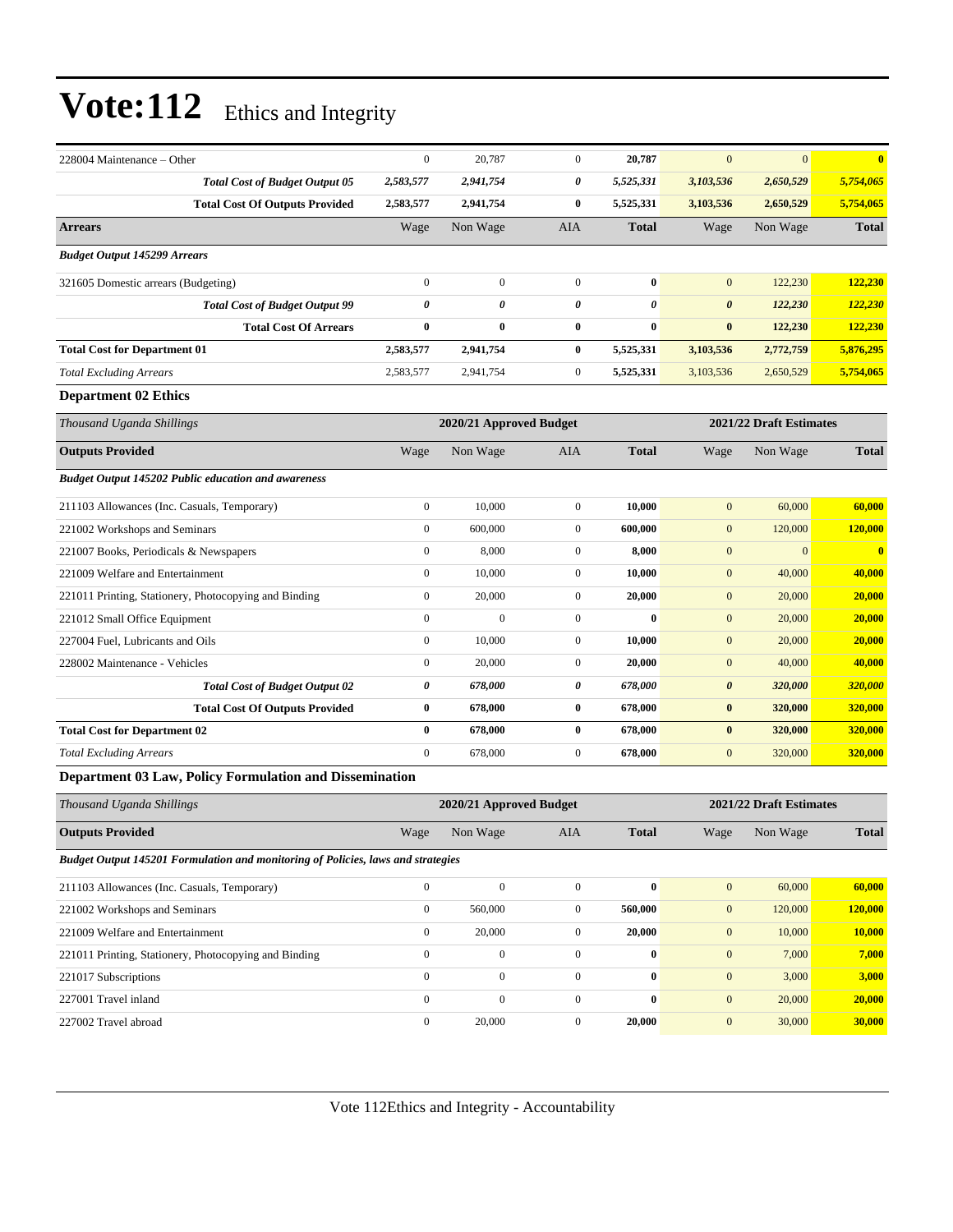# Vote:112 Ethics and Integrity

| | | | | | | | |
|---|---|---|---|---|---|---|---|
| 228004 Maintenance – Other | 0 | 20,787 | 0 | **20,787** | 0 | 0 | **0** |
| ***Total Cost of Budget Output 05*** | ***2,583,577*** | ***2,941,754*** | ***0*** | ***5,525,331*** | ***3,103,536*** | ***2,650,529*** | ***5,754,065*** |
| **Total Cost Of Outputs Provided** | **2,583,577** | **2,941,754** | **0** | **5,525,331** | **3,103,536** | **2,650,529** | **5,754,065** |
| **Arrears** | Wage | Non Wage | AIA | **Total** | Wage | Non Wage | **Total** |
| ***Budget Output 145299 Arrears*** | | | | | | | |
| 321605 Domestic arrears (Budgeting) | 0 | 0 | 0 | **0** | 0 | 122,230 | **122,230** |
| ***Total Cost of Budget Output 99*** | ***0*** | ***0*** | ***0*** | ***0*** | ***0*** | ***122,230*** | ***122,230*** |
| **Total Cost Of Arrears** | **0** | **0** | **0** | **0** | **0** | **122,230** | **122,230** |
| **Total Cost for Department 01** | **2,583,577** | **2,941,754** | **0** | **5,525,331** | **3,103,536** | **2,772,759** | **5,876,295** |
| *Total Excluding Arrears* | 2,583,577 | 2,941,754 | 0 | **5,525,331** | 3,103,536 | 2,650,529 | **5,754,065** |

### Department 02 Ethics

| *Thousand Uganda Shillings* | 2020/21 Approved Budget | | | | 2021/22 Draft Estimates | | |
|---|---|---|---|---|---|---|---|
| **Outputs Provided** | Wage | Non Wage | AIA | **Total** | Wage | Non Wage | **Total** |
| ***Budget Output 145202 Public education and awareness*** | | | | | | | |
| 211103 Allowances (Inc. Casuals, Temporary) | 0 | 10,000 | 0 | **10,000** | 0 | 60,000 | **60,000** |
| 221002 Workshops and Seminars | 0 | 600,000 | 0 | **600,000** | 0 | 120,000 | **120,000** |
| 221007 Books, Periodicals & Newspapers | 0 | 8,000 | 0 | **8,000** | 0 | 0 | **0** |
| 221009 Welfare and Entertainment | 0 | 10,000 | 0 | **10,000** | 0 | 40,000 | **40,000** |
| 221011 Printing, Stationery, Photocopying and Binding | 0 | 20,000 | 0 | **20,000** | 0 | 20,000 | **20,000** |
| 221012 Small Office Equipment | 0 | 0 | 0 | **0** | 0 | 20,000 | **20,000** |
| 227004 Fuel, Lubricants and Oils | 0 | 10,000 | 0 | **10,000** | 0 | 20,000 | **20,000** |
| 228002 Maintenance - Vehicles | 0 | 20,000 | 0 | **20,000** | 0 | 40,000 | **40,000** |
| ***Total Cost of Budget Output 02*** | ***0*** | ***678,000*** | ***0*** | ***678,000*** | ***0*** | ***320,000*** | ***320,000*** |
| **Total Cost Of Outputs Provided** | **0** | **678,000** | **0** | **678,000** | **0** | **320,000** | **320,000** |
| **Total Cost for Department 02** | **0** | **678,000** | **0** | **678,000** | **0** | **320,000** | **320,000** |
| *Total Excluding Arrears* | 0 | 678,000 | 0 | **678,000** | 0 | 320,000 | **320,000** |

### Department 03 Law, Policy Formulation and Dissemination

| *Thousand Uganda Shillings* | 2020/21 Approved Budget | | | | 2021/22 Draft Estimates | | |
|---|---|---|---|---|---|---|---|
| **Outputs Provided** | Wage | Non Wage | AIA | **Total** | Wage | Non Wage | **Total** |
| ***Budget Output 145201 Formulation and monitoring of Policies, laws and strategies*** | | | | | | | |
| 211103 Allowances (Inc. Casuals, Temporary) | 0 | 0 | 0 | **0** | 0 | 60,000 | **60,000** |
| 221002 Workshops and Seminars | 0 | 560,000 | 0 | **560,000** | 0 | 120,000 | **120,000** |
| 221009 Welfare and Entertainment | 0 | 20,000 | 0 | **20,000** | 0 | 10,000 | **10,000** |
| 221011 Printing, Stationery, Photocopying and Binding | 0 | 0 | 0 | **0** | 0 | 7,000 | **7,000** |
| 221017 Subscriptions | 0 | 0 | 0 | **0** | 0 | 3,000 | **3,000** |
| 227001 Travel inland | 0 | 0 | 0 | **0** | 0 | 20,000 | **20,000** |
| 227002 Travel abroad | 0 | 20,000 | 0 | **20,000** | 0 | 30,000 | **30,000** |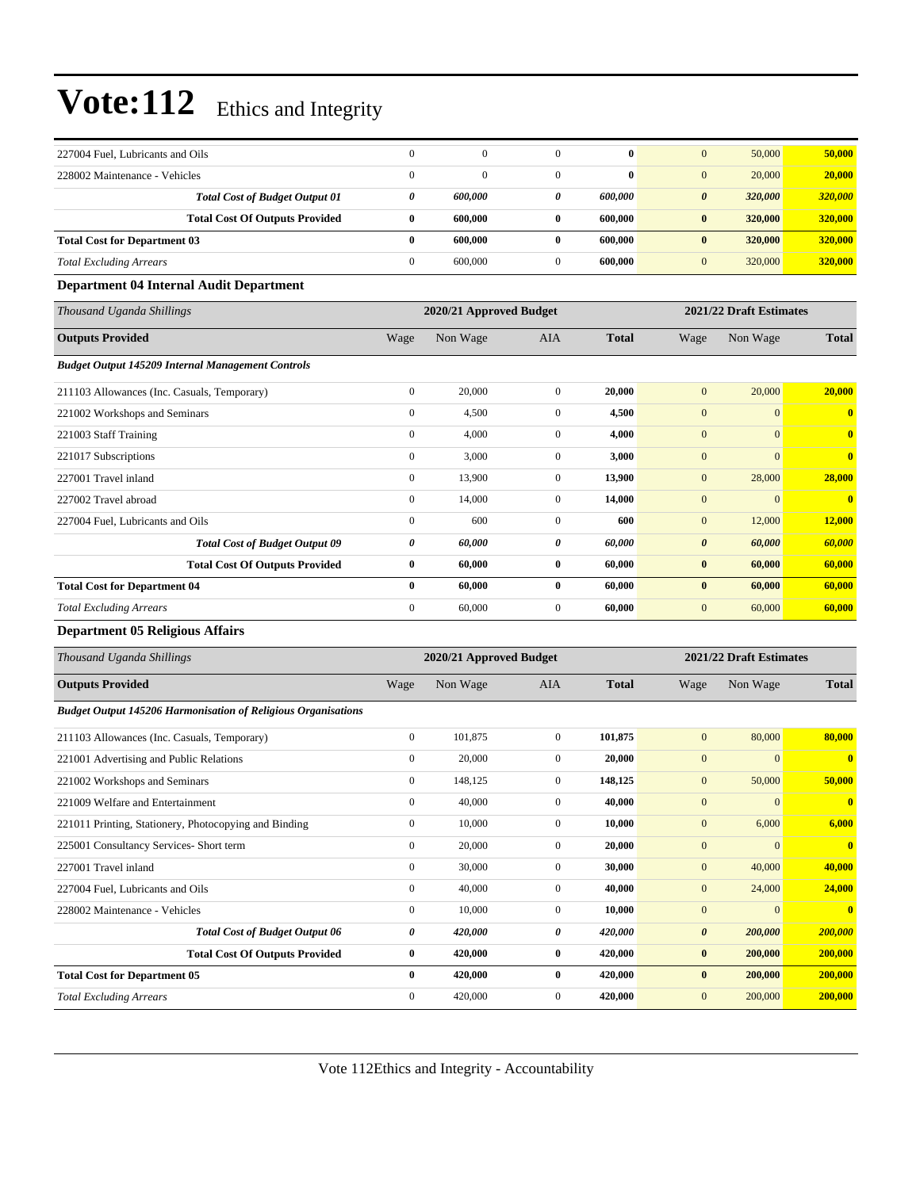# Vote:112 Ethics and Integrity

| | | | | | | | |
|---|---|---|---|---|---|---|---|
| 227004 Fuel, Lubricants and Oils | 0 | 0 | 0 | **0** | 0 | 50,000 | **50,000** |
| 228002 Maintenance - Vehicles | 0 | 0 | 0 | **0** | 0 | 20,000 | **20,000** |
| ***Total Cost of Budget Output 01*** | ***0*** | ***600,000*** | ***0*** | ***600,000*** | ***0*** | ***320,000*** | ***320,000*** |
| **Total Cost Of Outputs Provided** | **0** | **600,000** | **0** | **600,000** | **0** | **320,000** | **320,000** |
| **Total Cost for Department 03** | **0** | **600,000** | **0** | **600,000** | **0** | **320,000** | **320,000** |
| *Total Excluding Arrears* | 0 | 600,000 | 0 | **600,000** | 0 | 320,000 | **320,000** |

### Department 04 Internal Audit Department

| *Thousand Uganda Shillings* | 2020/21 Approved Budget | | | | 2021/22 Draft Estimates | | |
|---|---|---|---|---|---|---|---|
| **Outputs Provided** | Wage | Non Wage | AIA | **Total** | Wage | Non Wage | **Total** |
| ***Budget Output 145209 Internal Management Controls*** | | | | | | | |
| 211103 Allowances (Inc. Casuals, Temporary) | 0 | 20,000 | 0 | **20,000** | 0 | 20,000 | **20,000** |
| 221002 Workshops and Seminars | 0 | 4,500 | 0 | **4,500** | 0 | 0 | **0** |
| 221003 Staff Training | 0 | 4,000 | 0 | **4,000** | 0 | 0 | **0** |
| 221017 Subscriptions | 0 | 3,000 | 0 | **3,000** | 0 | 0 | **0** |
| 227001 Travel inland | 0 | 13,900 | 0 | **13,900** | 0 | 28,000 | **28,000** |
| 227002 Travel abroad | 0 | 14,000 | 0 | **14,000** | 0 | 0 | **0** |
| 227004 Fuel, Lubricants and Oils | 0 | 600 | 0 | **600** | 0 | 12,000 | **12,000** |
| ***Total Cost of Budget Output 09*** | ***0*** | ***60,000*** | ***0*** | ***60,000*** | ***0*** | ***60,000*** | ***60,000*** |
| **Total Cost Of Outputs Provided** | **0** | **60,000** | **0** | **60,000** | **0** | **60,000** | **60,000** |
| **Total Cost for Department 04** | **0** | **60,000** | **0** | **60,000** | **0** | **60,000** | **60,000** |
| *Total Excluding Arrears* | 0 | 60,000 | 0 | **60,000** | 0 | 60,000 | **60,000** |

### Department 05 Religious Affairs

| *Thousand Uganda Shillings* | 2020/21 Approved Budget | | | | 2021/22 Draft Estimates | | |
|---|---|---|---|---|---|---|---|
| **Outputs Provided** | Wage | Non Wage | AIA | **Total** | Wage | Non Wage | **Total** |
| ***Budget Output 145206 Harmonisation of Religious Organisations*** | | | | | | | |
| 211103 Allowances (Inc. Casuals, Temporary) | 0 | 101,875 | 0 | **101,875** | 0 | 80,000 | **80,000** |
| 221001 Advertising and Public Relations | 0 | 20,000 | 0 | **20,000** | 0 | 0 | **0** |
| 221002 Workshops and Seminars | 0 | 148,125 | 0 | **148,125** | 0 | 50,000 | **50,000** |
| 221009 Welfare and Entertainment | 0 | 40,000 | 0 | **40,000** | 0 | 0 | **0** |
| 221011 Printing, Stationery, Photocopying and Binding | 0 | 10,000 | 0 | **10,000** | 0 | 6,000 | **6,000** |
| 225001 Consultancy Services- Short term | 0 | 20,000 | 0 | **20,000** | 0 | 0 | **0** |
| 227001 Travel inland | 0 | 30,000 | 0 | **30,000** | 0 | 40,000 | **40,000** |
| 227004 Fuel, Lubricants and Oils | 0 | 40,000 | 0 | **40,000** | 0 | 24,000 | **24,000** |
| 228002 Maintenance - Vehicles | 0 | 10,000 | 0 | **10,000** | 0 | 0 | **0** |
| ***Total Cost of Budget Output 06*** | ***0*** | ***420,000*** | ***0*** | ***420,000*** | ***0*** | ***200,000*** | ***200,000*** |
| **Total Cost Of Outputs Provided** | **0** | **420,000** | **0** | **420,000** | **0** | **200,000** | **200,000** |
| **Total Cost for Department 05** | **0** | **420,000** | **0** | **420,000** | **0** | **200,000** | **200,000** |
| *Total Excluding Arrears* | 0 | 420,000 | 0 | **420,000** | 0 | 200,000 | **200,000** |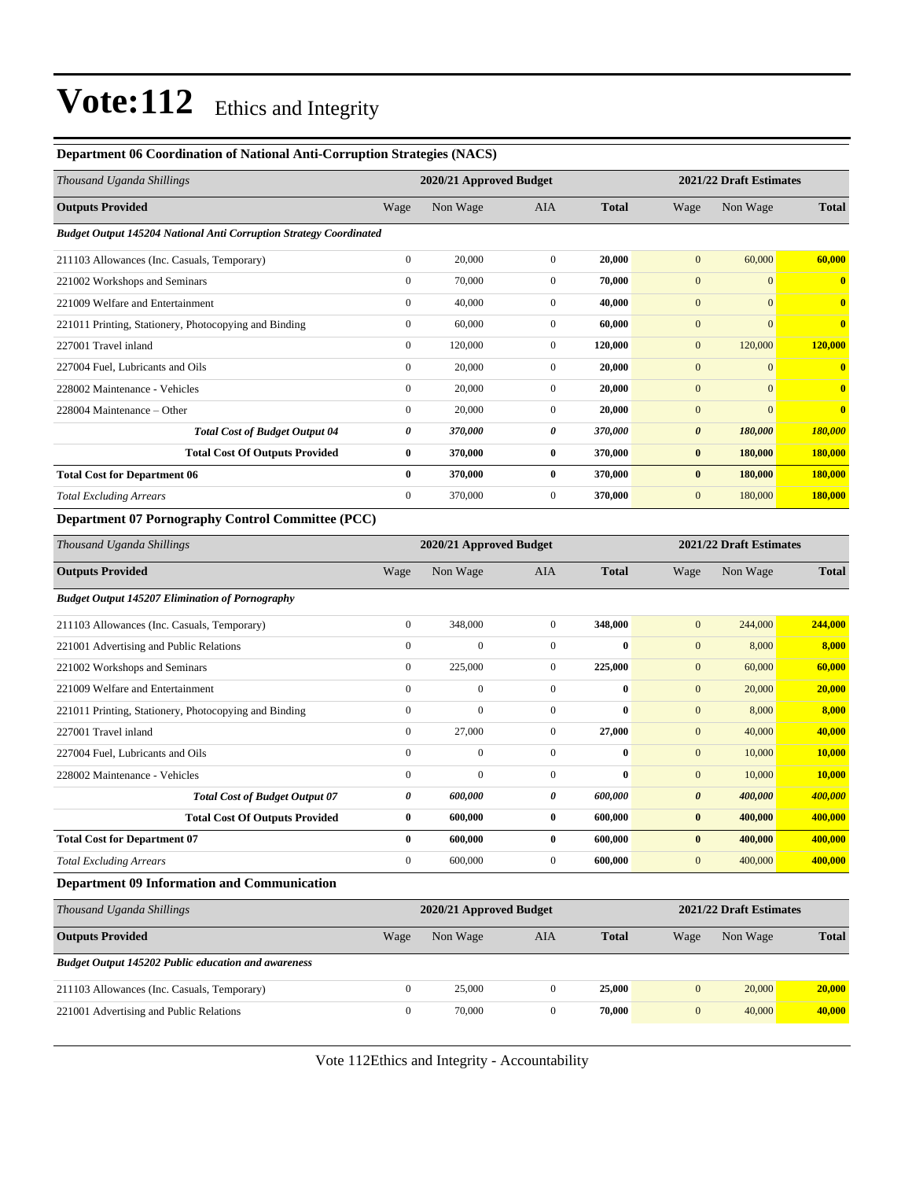# Vote:112 Ethics and Integrity

### Department 06 Coordination of National Anti-Corruption Strategies (NACS)

| *Thousand Uganda Shillings* | 2020/21 Approved Budget | | | | 2021/22 Draft Estimates | | |
|---|---|---|---|---|---|---|---|
| **Outputs Provided** | Wage | Non Wage | AIA | **Total** | Wage | Non Wage | **Total** |
| ***Budget Output 145204 National Anti Corruption Strategy Coordinated*** | | | | | | | |
| 211103 Allowances (Inc. Casuals, Temporary) | 0 | 20,000 | 0 | **20,000** | 0 | 60,000 | **60,000** |
| 221002 Workshops and Seminars | 0 | 70,000 | 0 | **70,000** | 0 | 0 | **0** |
| 221009 Welfare and Entertainment | 0 | 40,000 | 0 | **40,000** | 0 | 0 | **0** |
| 221011 Printing, Stationery, Photocopying and Binding | 0 | 60,000 | 0 | **60,000** | 0 | 0 | **0** |
| 227001 Travel inland | 0 | 120,000 | 0 | **120,000** | 0 | 120,000 | **120,000** |
| 227004 Fuel, Lubricants and Oils | 0 | 20,000 | 0 | **20,000** | 0 | 0 | **0** |
| 228002 Maintenance - Vehicles | 0 | 20,000 | 0 | **20,000** | 0 | 0 | **0** |
| 228004 Maintenance – Other | 0 | 20,000 | 0 | **20,000** | 0 | 0 | **0** |
| ***Total Cost of Budget Output 04*** | ***0*** | ***370,000*** | ***0*** | ***370,000*** | ***0*** | ***180,000*** | ***180,000*** |
| **Total Cost Of Outputs Provided** | **0** | **370,000** | **0** | **370,000** | **0** | **180,000** | **180,000** |
| **Total Cost for Department 06** | **0** | **370,000** | **0** | **370,000** | **0** | **180,000** | **180,000** |
| *Total Excluding Arrears* | 0 | 370,000 | 0 | **370,000** | 0 | 180,000 | **180,000** |

### Department 07 Pornography Control Committee (PCC)

| *Thousand Uganda Shillings* | 2020/21 Approved Budget | | | | 2021/22 Draft Estimates | | |
|---|---|---|---|---|---|---|---|
| **Outputs Provided** | Wage | Non Wage | AIA | **Total** | Wage | Non Wage | **Total** |
| ***Budget Output 145207 Elimination of Pornography*** | | | | | | | |
| 211103 Allowances (Inc. Casuals, Temporary) | 0 | 348,000 | 0 | **348,000** | 0 | 244,000 | **244,000** |
| 221001 Advertising and Public Relations | 0 | 0 | 0 | **0** | 0 | 8,000 | **8,000** |
| 221002 Workshops and Seminars | 0 | 225,000 | 0 | **225,000** | 0 | 60,000 | **60,000** |
| 221009 Welfare and Entertainment | 0 | 0 | 0 | **0** | 0 | 20,000 | **20,000** |
| 221011 Printing, Stationery, Photocopying and Binding | 0 | 0 | 0 | **0** | 0 | 8,000 | **8,000** |
| 227001 Travel inland | 0 | 27,000 | 0 | **27,000** | 0 | 40,000 | **40,000** |
| 227004 Fuel, Lubricants and Oils | 0 | 0 | 0 | **0** | 0 | 10,000 | **10,000** |
| 228002 Maintenance - Vehicles | 0 | 0 | 0 | **0** | 0 | 10,000 | **10,000** |
| ***Total Cost of Budget Output 07*** | ***0*** | ***600,000*** | ***0*** | ***600,000*** | ***0*** | ***400,000*** | ***400,000*** |
| **Total Cost Of Outputs Provided** | **0** | **600,000** | **0** | **600,000** | **0** | **400,000** | **400,000** |
| **Total Cost for Department 07** | **0** | **600,000** | **0** | **600,000** | **0** | **400,000** | **400,000** |
| *Total Excluding Arrears* | 0 | 600,000 | 0 | **600,000** | 0 | 400,000 | **400,000** |

### Department 09 Information and Communication

| *Thousand Uganda Shillings* | 2020/21 Approved Budget | | | | 2021/22 Draft Estimates | | |
|---|---|---|---|---|---|---|---|
| **Outputs Provided** | Wage | Non Wage | AIA | **Total** | Wage | Non Wage | **Total** |
| ***Budget Output 145202 Public education and awareness*** | | | | | | | |
| 211103 Allowances (Inc. Casuals, Temporary) | 0 | 25,000 | 0 | **25,000** | 0 | 20,000 | **20,000** |
| 221001 Advertising and Public Relations | 0 | 70,000 | 0 | **70,000** | 0 | 40,000 | **40,000** |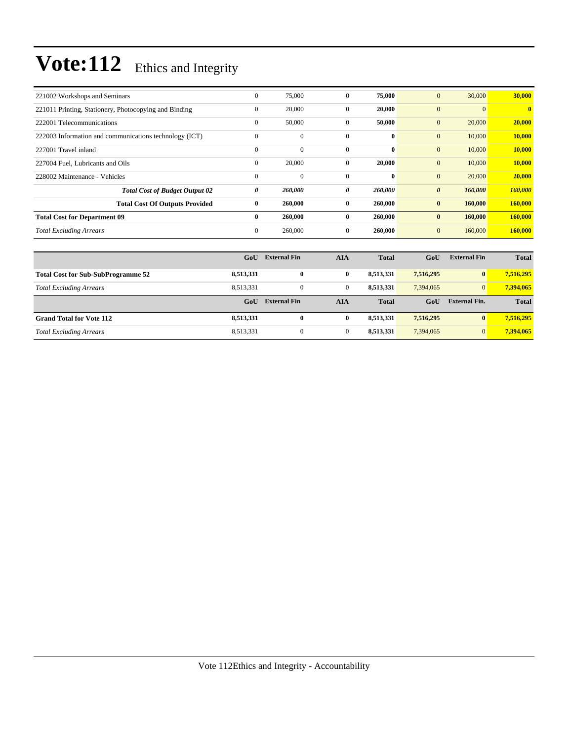# Vote:112 Ethics and Integrity

| | | | | | | | |
|---|---|---|---|---|---|---|---|
| 221002 Workshops and Seminars | 0 | 75,000 | 0 | **75,000** | 0 | 30,000 | **30,000** |
| 221011 Printing, Stationery, Photocopying and Binding | 0 | 20,000 | 0 | **20,000** | 0 | 0 | **0** |
| 222001 Telecommunications | 0 | 50,000 | 0 | **50,000** | 0 | 20,000 | **20,000** |
| 222003 Information and communications technology (ICT) | 0 | 0 | 0 | **0** | 0 | 10,000 | **10,000** |
| 227001 Travel inland | 0 | 0 | 0 | **0** | 0 | 10,000 | **10,000** |
| 227004 Fuel, Lubricants and Oils | 0 | 20,000 | 0 | **20,000** | 0 | 10,000 | **10,000** |
| 228002 Maintenance - Vehicles | 0 | 0 | 0 | **0** | 0 | 20,000 | **20,000** |
| ***Total Cost of Budget Output 02*** | ***0*** | ***260,000*** | ***0*** | ***260,000*** | ***0*** | ***160,000*** | ***160,000*** |
| **Total Cost Of Outputs Provided** | **0** | **260,000** | **0** | **260,000** | **0** | **160,000** | **160,000** |
| **Total Cost for Department 09** | **0** | **260,000** | **0** | **260,000** | **0** | **160,000** | **160,000** |
| *Total Excluding Arrears* | 0 | 260,000 | 0 | **260,000** | 0 | 160,000 | **160,000** |

| | GoU | External Fin | AIA | Total | GoU | External Fin | Total |
|---|---|---|---|---|---|---|---|
| **Total Cost for Sub-SubProgramme 52** | **8,513,331** | **0** | **0** | **8,513,331** | **7,516,295** | **0** | **7,516,295** |
| *Total Excluding Arrears* | 8,513,331 | 0 | 0 | **8,513,331** | 7,394,065 | 0 | **7,394,065** |
| | **GoU** | **External Fin** | **AIA** | **Total** | **GoU** | **External Fin.** | **Total** |
| **Grand Total for Vote 112** | **8,513,331** | **0** | **0** | **8,513,331** | **7,516,295** | **0** | **7,516,295** |
| *Total Excluding Arrears* | 8,513,331 | 0 | 0 | **8,513,331** | 7,394,065 | 0 | **7,394,065** |